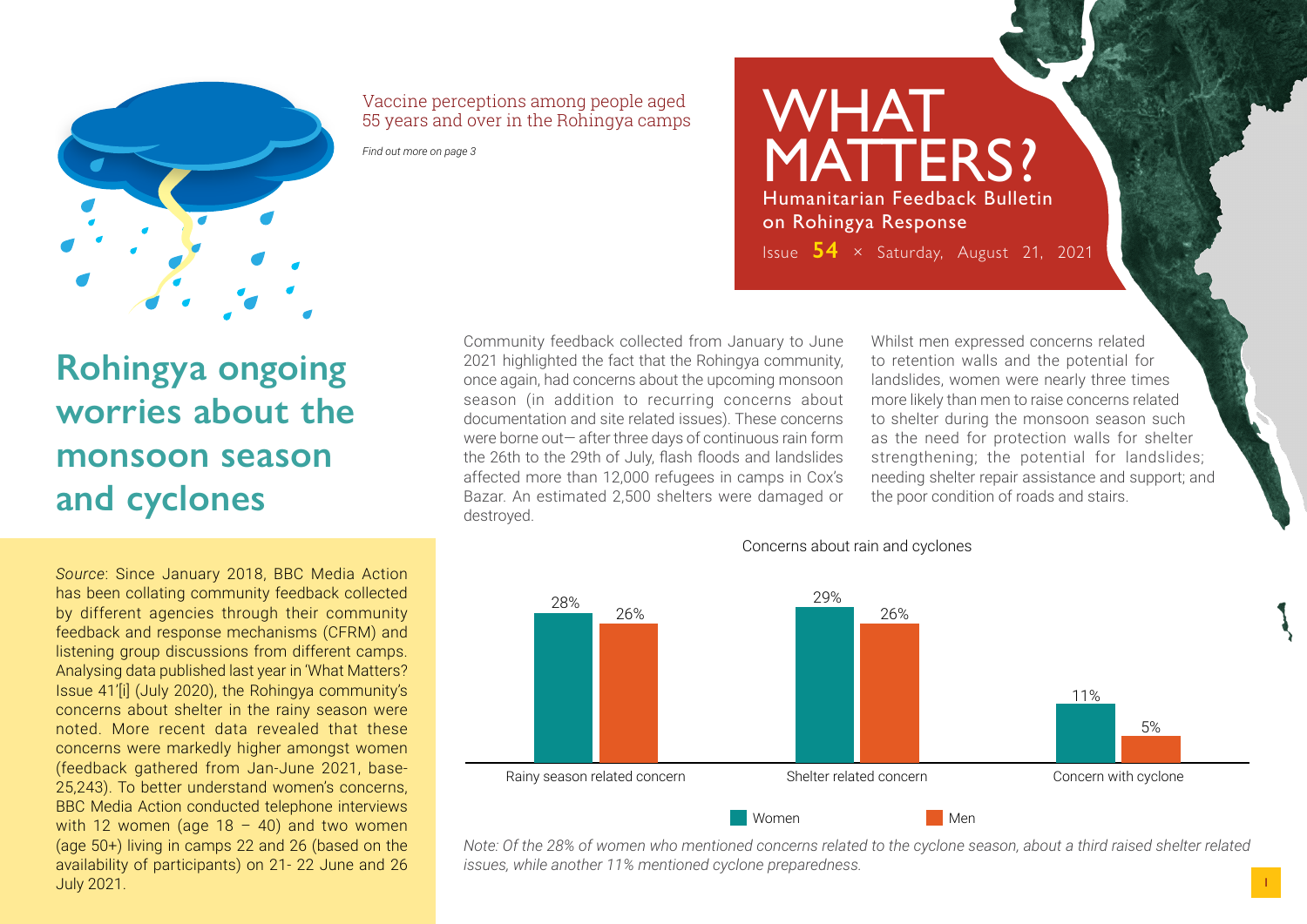# WHAT MATTERS?

Humanitarian Feedback Bulletin on Rohingya Response

Issue **54** × Saturday, August 21, 2021

Vaccine perceptions among people aged 55 years and over in the Rohingya camps

*Find out more on page 3*

## Rohingya ongoing worries about the monsoon season and cyclones

*Source*: Since January 2018, BBC Media Action has been collating community feedback collected by different agencies through their community feedback and response mechanisms (CFRM) and listening group discussions from different camps. Analysing data published last year in 'What Matters? Issue 41'[i] (July 2020), the Rohingya community's concerns about shelter in the rainy season were noted. More recent data revealed that these concerns were markedly higher amongst women (feedback gathered from Jan-June 2021, base-25,243). To better understand women's concerns, BBC Media Action conducted telephone interviews with 12 women (age 18 – 40) and two women (age 50+) living in camps 22 and 26 (based on the availability of participants) on 21- 22 June and 26 July 2021.

Community feedback collected from January to June 2021 highlighted the fact that the Rohingya community, once again, had concerns about the upcoming monsoon season (in addition to recurring concerns about documentation and site related issues). These concerns were borne out— after three days of continuous rain form the 26th to the 29th of July, flash floods and landslides affected more than 12,000 refugees in camps in Cox's Bazar. An estimated 2,500 shelters were damaged or destroyed.

Whilst men expressed concerns related to retention walls and the potential for landslides, women were nearly three times more likely than men to raise concerns related to shelter during the monsoon season such as the need for protection walls for shelter strengthening; the potential for landslides; needing shelter repair assistance and support; and the poor condition of roads and stairs.

Concerns about rain and cyclones

28%
26%
Rainy season related concern

29%
26%
Shelter related concern

11%
5%
Concern with cyclone

Women
Men

*Note: Of the 28% of women who mentioned concerns related to the cyclone season, about a third raised shelter related issues, while another 11% mentioned cyclone preparedness.*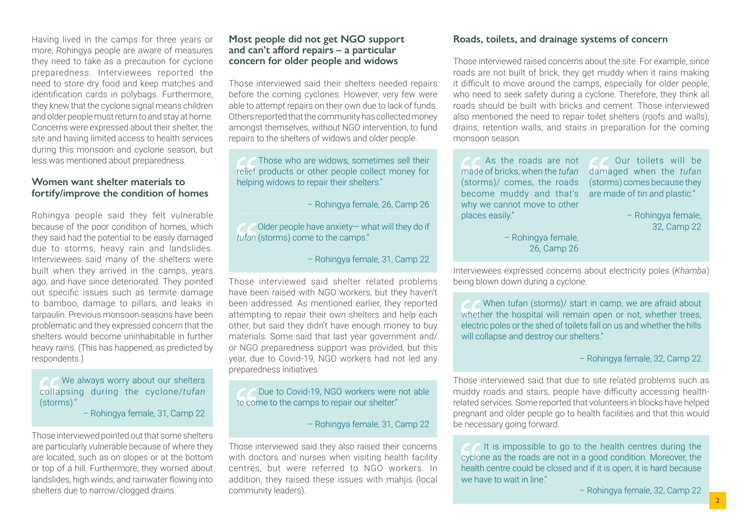Having lived in the camps for three years or more, Rohingya people are aware of measures they need to take as a precaution for cyclone preparedness. Interviewees reported the need to store dry food and keep matches and identification cards in polybags. Furthermore, they knew that the cyclone signal means children and older people must return to and stay at home. Concerns were expressed about their shelter, the site and having limited access to health services during this monsoon and cyclone season, but less was mentioned about preparedness.

### Women want shelter materials to fortify/improve the condition of homes

Rohingya people said they felt vulnerable because of the poor condition of homes, which they said had the potential to be easily damaged due to storms, heavy rain and landslides. Interviewees said many of the shelters were built when they arrived in the camps, years ago, and have since deteriorated. They pointed out specific issues such as termite damage to bamboo, damage to pillars, and leaks in tarpaulin. Previous monsoon seasons have been problematic and they expressed concern that the shelters would become uninhabitable in further heavy rains. (This has happened, as predicted by respondents.)

> We always worry about our shelters collapsing during the cyclone/*tufan* (storms)."
>
> – Rohingya female, 31, Camp 22

Those interviewed pointed out that some shelters are particularly vulnerable because of where they are located, such as on slopes or at the bottom or top of a hill. Furthermore, they worried about landslides, high winds, and rainwater flowing into shelters due to narrow/clogged drains.

### Most people did not get NGO support and can't afford repairs – a particular concern for older people and widows

Those interviewed said their shelters needed repairs before the coming cyclones. However, very few were able to attempt repairs on their own due to lack of funds. Others reported that the community has collected money amongst themselves, without NGO intervention, to fund repairs to the shelters of widows and older people.

> Those who are widows, sometimes sell their relief products or other people collect money for helping widows to repair their shelters."
>
> – Rohingya female, 26, Camp 26

> Older people have anxiety— what will they do if *tufan* (storms) come to the camps."
>
> – Rohingya female, 31, Camp 22

Those interviewed said shelter related problems have been raised with NGO workers, but they haven't been addressed. As mentioned earlier, they reported attempting to repair their own shelters and help each other, but said they didn't have enough money to buy materials. Some said that last year government and/or NGO preparedness support was provided, but this year, due to Covid-19, NGO workers had not led any preparedness initiatives.

> Due to Covid-19, NGO workers were not able to come to the camps to repair our shelter."
>
> – Rohingya female, 31, Camp 22

Those interviewed said they also raised their concerns with doctors and nurses when visiting health facility centres, but were referred to NGO workers. In addition, they raised these issues with mahjis (local community leaders).

### Roads, toilets, and drainage systems of concern

Those interviewed raised concerns about the site. For example, since roads are not built of brick, they get muddy when it rains making it difficult to move around the camps, especially for older people, who need to seek safety during a cyclone. Therefore, they think all roads should be built with bricks and cement. Those interviewed also mentioned the need to repair toilet shelters (roofs and walls), drains, retention walls, and stairs in preparation for the coming monsoon season.

> As the roads are not made of bricks, when the *tufan* (storms)/ comes, the roads become muddy and that's why we cannot move to other places easily."
>
> – Rohingya female, 26, Camp 26

> Our toilets will be damaged when the *tufan* (storms) comes because they are made of tin and plastic."
>
> – Rohingya female, 32, Camp 22

Interviewees expressed concerns about electricity poles (*Khamba*) being blown down during a cyclone.

> When tufan (storms)/ start in camp, we are afraid about whether the hospital will remain open or not, whether trees, electric poles or the shed of toilets fall on us and whether the hills will collapse and destroy our shelters."
>
> – Rohingya female, 32, Camp 22

Those interviewed said that due to site related problems such as muddy roads and stairs, people have difficulty accessing health-related services. Some reported that volunteers in blocks have helped pregnant and older people go to health facilities and that this would be necessary going forward.

> It is impossible to go to the health centres during the cyclone as the roads are not in a good condition. Moreover, the health centre could be closed and if it is open, it is hard because we have to wait in line."
>
> – Rohingya female, 32, Camp 22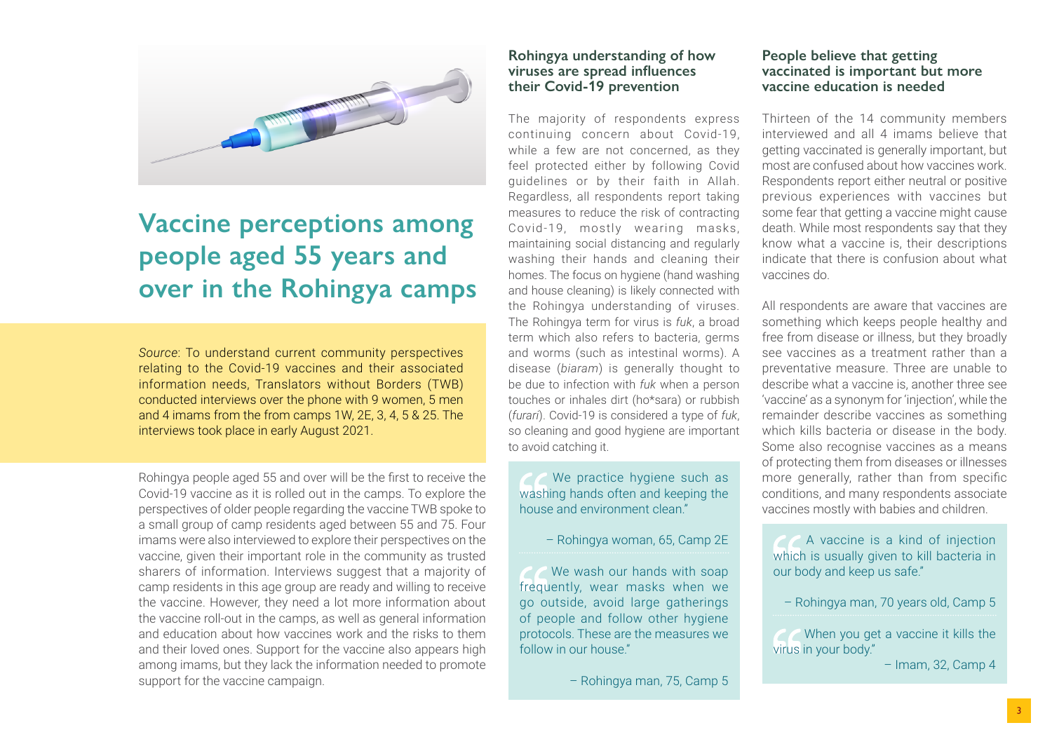# Vaccine perceptions among people aged 55 years and over in the Rohingya camps

*Source*: To understand current community perspectives relating to the Covid-19 vaccines and their associated information needs, Translators without Borders (TWB) conducted interviews over the phone with 9 women, 5 men and 4 imams from the from camps 1W, 2E, 3, 4, 5 & 25. The interviews took place in early August 2021.

Rohingya people aged 55 and over will be the first to receive the Covid-19 vaccine as it is rolled out in the camps. To explore the perspectives of older people regarding the vaccine TWB spoke to a small group of camp residents aged between 55 and 75. Four imams were also interviewed to explore their perspectives on the vaccine, given their important role in the community as trusted sharers of information. Interviews suggest that a majority of camp residents in this age group are ready and willing to receive the vaccine. However, they need a lot more information about the vaccine roll-out in the camps, as well as general information and education about how vaccines work and the risks to them and their loved ones. Support for the vaccine also appears high among imams, but they lack the information needed to promote support for the vaccine campaign.

### Rohingya understanding of how viruses are spread influences their Covid-19 prevention

The majority of respondents express continuing concern about Covid-19, while a few are not concerned, as they feel protected either by following Covid guidelines or by their faith in Allah. Regardless, all respondents report taking measures to reduce the risk of contracting Covid-19, mostly wearing masks, maintaining social distancing and regularly washing their hands and cleaning their homes. The focus on hygiene (hand washing and house cleaning) is likely connected with the Rohingya understanding of viruses. The Rohingya term for virus is *fuk*, a broad term which also refers to bacteria, germs and worms (such as intestinal worms). A disease (*biaram*) is generally thought to be due to infection with *fuk* when a person touches or inhales dirt (ho*sara) or rubbish (*furari*). Covid-19 is considered a type of *fuk*, so cleaning and good hygiene are important to avoid catching it.

> We practice hygiene such as washing hands often and keeping the house and environment clean."
>
> – Rohingya woman, 65, Camp 2E

> We wash our hands with soap frequently, wear masks when we go outside, avoid large gatherings of people and follow other hygiene protocols. These are the measures we follow in our house."
>
> – Rohingya man, 75, Camp 5

### People believe that getting vaccinated is important but more vaccine education is needed

Thirteen of the 14 community members interviewed and all 4 imams believe that getting vaccinated is generally important, but most are confused about how vaccines work. Respondents report either neutral or positive previous experiences with vaccines but some fear that getting a vaccine might cause death. While most respondents say that they know what a vaccine is, their descriptions indicate that there is confusion about what vaccines do.

All respondents are aware that vaccines are something which keeps people healthy and free from disease or illness, but they broadly see vaccines as a treatment rather than a preventative measure. Three are unable to describe what a vaccine is, another three see 'vaccine' as a synonym for 'injection', while the remainder describe vaccines as something which kills bacteria or disease in the body. Some also recognise vaccines as a means of protecting them from diseases or illnesses more generally, rather than from specific conditions, and many respondents associate vaccines mostly with babies and children.

> A vaccine is a kind of injection which is usually given to kill bacteria in our body and keep us safe."
>
> – Rohingya man, 70 years old, Camp 5

> When you get a vaccine it kills the virus in your body."
>
> – Imam, 32, Camp 4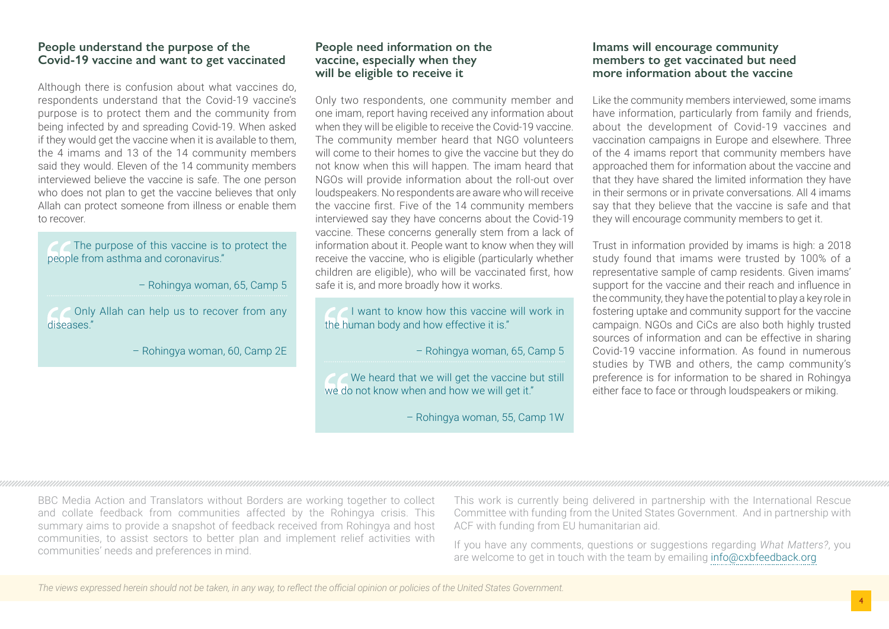### People understand the purpose of the Covid-19 vaccine and want to get vaccinated

Although there is confusion about what vaccines do, respondents understand that the Covid-19 vaccine's purpose is to protect them and the community from being infected by and spreading Covid-19. When asked if they would get the vaccine when it is available to them, the 4 imams and 13 of the 14 community members said they would. Eleven of the 14 community members interviewed believe the vaccine is safe. The one person who does not plan to get the vaccine believes that only Allah can protect someone from illness or enable them to recover.

> "The purpose of this vaccine is to protect the people from asthma and coronavirus."
>
> – Rohingya woman, 65, Camp 5

> "Only Allah can help us to recover from any diseases."
>
> – Rohingya woman, 60, Camp 2E

### People need information on the vaccine, especially when they will be eligible to receive it

Only two respondents, one community member and one imam, report having received any information about when they will be eligible to receive the Covid-19 vaccine. The community member heard that NGO volunteers will come to their homes to give the vaccine but they do not know when this will happen. The imam heard that NGOs will provide information about the roll-out over loudspeakers. No respondents are aware who will receive the vaccine first. Five of the 14 community members interviewed say they have concerns about the Covid-19 vaccine. These concerns generally stem from a lack of information about it. People want to know when they will receive the vaccine, who is eligible (particularly whether children are eligible), who will be vaccinated first, how safe it is, and more broadly how it works.

> "I want to know how this vaccine will work in the human body and how effective it is."
>
> – Rohingya woman, 65, Camp 5

> "We heard that we will get the vaccine but still we do not know when and how we will get it."
>
> – Rohingya woman, 55, Camp 1W

### Imams will encourage community members to get vaccinated but need more information about the vaccine

Like the community members interviewed, some imams have information, particularly from family and friends, about the development of Covid-19 vaccines and vaccination campaigns in Europe and elsewhere. Three of the 4 imams report that community members have approached them for information about the vaccine and that they have shared the limited information they have in their sermons or in private conversations. All 4 imams say that they believe that the vaccine is safe and that they will encourage community members to get it.

Trust in information provided by imams is high: a 2018 study found that imams were trusted by 100% of a representative sample of camp residents. Given imams' support for the vaccine and their reach and influence in the community, they have the potential to play a key role in fostering uptake and community support for the vaccine campaign. NGOs and CiCs are also both highly trusted sources of information and can be effective in sharing Covid-19 vaccine information. As found in numerous studies by TWB and others, the camp community's preference is for information to be shared in Rohingya either face to face or through loudspeakers or miking.

---

BBC Media Action and Translators without Borders are working together to collect and collate feedback from communities affected by the Rohingya crisis. This summary aims to provide a snapshot of feedback received from Rohingya and host communities, to assist sectors to better plan and implement relief activities with communities' needs and preferences in mind.

This work is currently being delivered in partnership with the International Rescue Committee with funding from the United States Government. And in partnership with ACF with funding from EU humanitarian aid.

If you have any comments, questions or suggestions regarding *What Matters?*, you are welcome to get in touch with the team by emailing info@cxbfeedback.org

*The views expressed herein should not be taken, in any way, to reflect the official opinion or policies of the United States Government.*